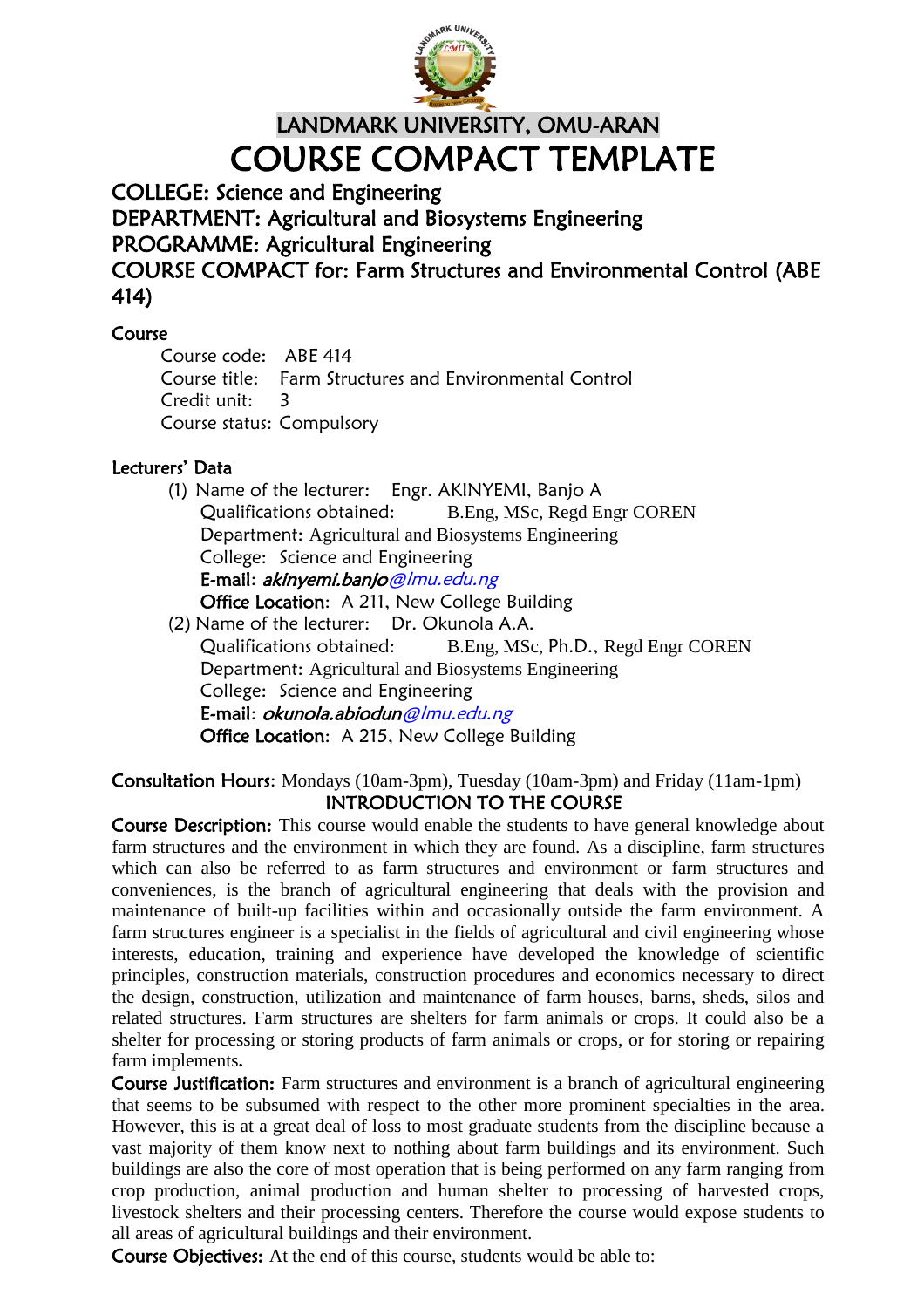# LANDMARK UNIVERSITY, OMU-ARAN

# COURSE COMPACT TEMPLATE

## COLLEGE: Science and Engineering
## DEPARTMENT: Agricultural and Biosystems Engineering
## PROGRAMME: Agricultural Engineering
## COURSE COMPACT for: Farm Structures and Environmental Control (ABE 414)

### Course

Course code: ABE 414
Course title: Farm Structures and Environmental Control
Credit unit: 3
Course status: Compulsory

### Lecturers' Data

(1) Name of the lecturer: Engr. AKINYEMI, Banjo A
Qualifications obtained: B.Eng, MSc, Regd Engr COREN
Department: Agricultural and Biosystems Engineering
College: Science and Engineering
**E-mail**: *akinyemi.banjo*@lmu.edu.ng
**Office Location**: A 211, New College Building

(2) Name of the lecturer: Dr. Okunola A.A.
Qualifications obtained: B.Eng, MSc, Ph.D., Regd Engr COREN
Department: Agricultural and Biosystems Engineering
College: Science and Engineering
**E-mail**: *okunola.abiodun*@lmu.edu.ng
**Office Location**: A 215, New College Building

**Consultation Hours**: Mondays (10am-3pm), Tuesday (10am-3pm) and Friday (11am-1pm)

### INTRODUCTION TO THE COURSE

**Course Description:** This course would enable the students to have general knowledge about farm structures and the environment in which they are found. As a discipline, farm structures which can also be referred to as farm structures and environment or farm structures and conveniences, is the branch of agricultural engineering that deals with the provision and maintenance of built-up facilities within and occasionally outside the farm environment. A farm structures engineer is a specialist in the fields of agricultural and civil engineering whose interests, education, training and experience have developed the knowledge of scientific principles, construction materials, construction procedures and economics necessary to direct the design, construction, utilization and maintenance of farm houses, barns, sheds, silos and related structures. Farm structures are shelters for farm animals or crops. It could also be a shelter for processing or storing products of farm animals or crops, or for storing or repairing farm implements.

**Course Justification:** Farm structures and environment is a branch of agricultural engineering that seems to be subsumed with respect to the other more prominent specialties in the area. However, this is at a great deal of loss to most graduate students from the discipline because a vast majority of them know next to nothing about farm buildings and its environment. Such buildings are also the core of most operation that is being performed on any farm ranging from crop production, animal production and human shelter to processing of harvested crops, livestock shelters and their processing centers. Therefore the course would expose students to all areas of agricultural buildings and their environment.

**Course Objectives:** At the end of this course, students would be able to: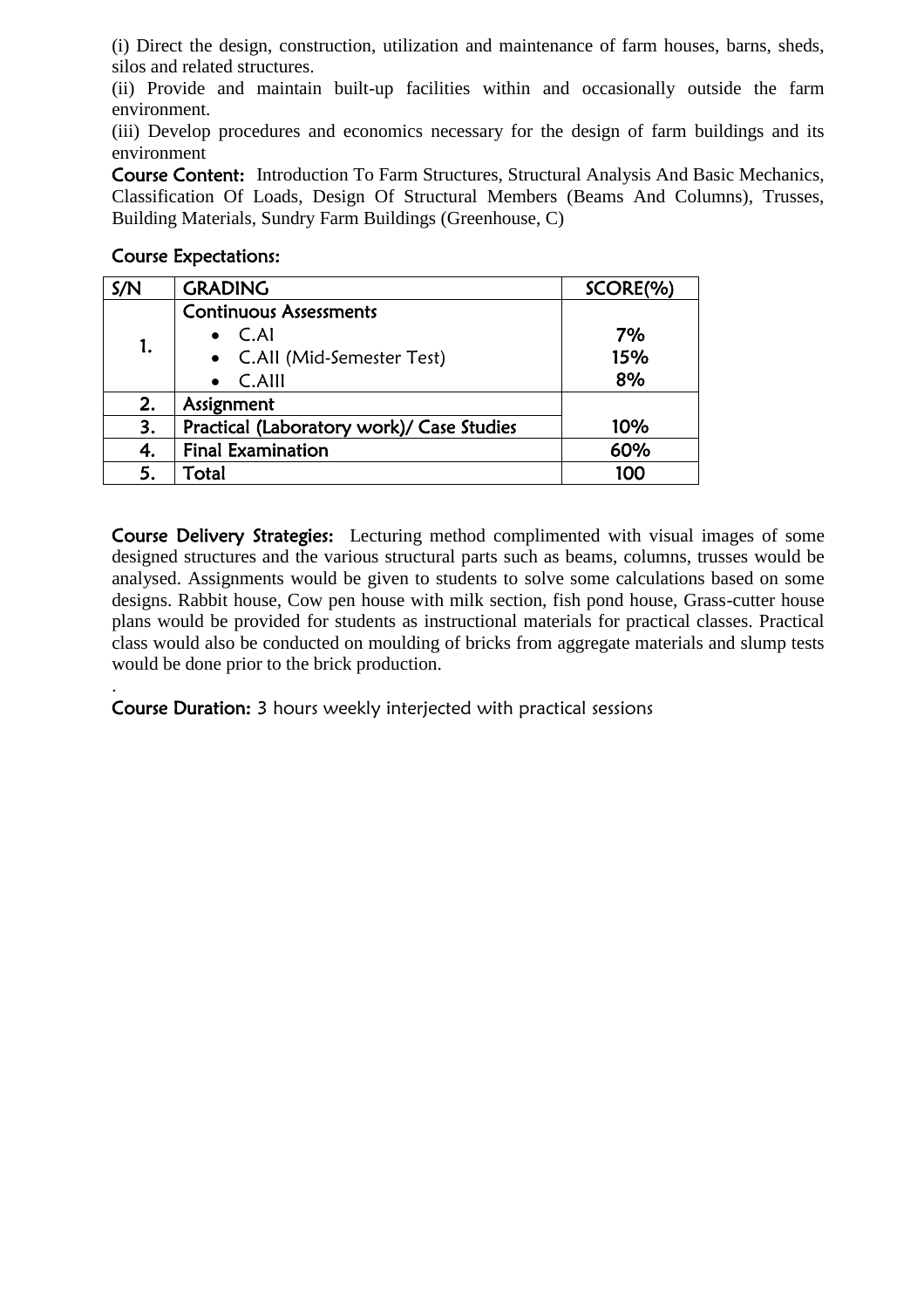(i) Direct the design, construction, utilization and maintenance of farm houses, barns, sheds, silos and related structures.

(ii) Provide and maintain built-up facilities within and occasionally outside the farm environment.

(iii) Develop procedures and economics necessary for the design of farm buildings and its environment

**Course Content:** Introduction To Farm Structures, Structural Analysis And Basic Mechanics, Classification Of Loads, Design Of Structural Members (Beams And Columns), Trusses, Building Materials, Sundry Farm Buildings (Greenhouse, C)

**Course Expectations:**

| S/N | GRADING | SCORE(%) |
|---|---|---|
| 1. | **Continuous Assessments**<br>• C.AI<br>• C.AII (Mid-Semester Test)<br>• C.AIII | <br>7%<br>15%<br>8% |
| 2. | Assignment | |
| 3. | Practical (Laboratory work)/ Case Studies | 10% |
| 4. | Final Examination | 60% |
| 5. | Total | 100 |

**Course Delivery Strategies:** Lecturing method complimented with visual images of some designed structures and the various structural parts such as beams, columns, trusses would be analysed. Assignments would be given to students to solve some calculations based on some designs. Rabbit house, Cow pen house with milk section, fish pond house, Grass-cutter house plans would be provided for students as instructional materials for practical classes. Practical class would also be conducted on moulding of bricks from aggregate materials and slump tests would be done prior to the brick production.

.

**Course Duration:** 3 hours weekly interjected with practical sessions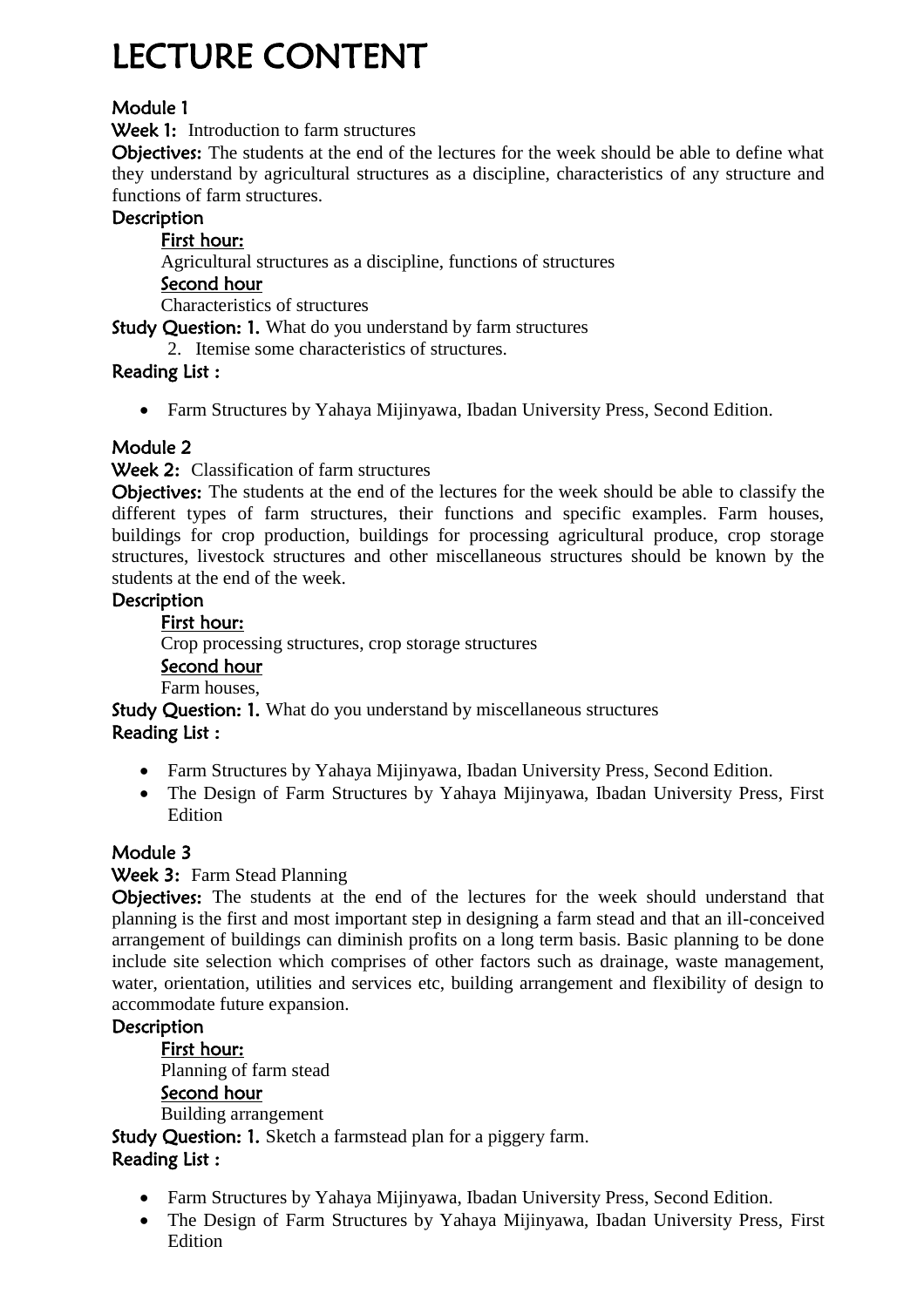# LECTURE CONTENT

## Module 1

**Week 1:** Introduction to farm structures

**Objectives:** The students at the end of the lectures for the week should be able to define what they understand by agricultural structures as a discipline, characteristics of any structure and functions of farm structures.

**Description**

<u>First hour:</u>

Agricultural structures as a discipline, functions of structures

<u>Second hour</u>

Characteristics of structures

**Study Question: 1.** What do you understand by farm structures

2. Itemise some characteristics of structures.

**Reading List :**

- Farm Structures by Yahaya Mijinyawa, Ibadan University Press, Second Edition.

## Module 2

**Week 2:** Classification of farm structures

**Objectives:** The students at the end of the lectures for the week should be able to classify the different types of farm structures, their functions and specific examples. Farm houses, buildings for crop production, buildings for processing agricultural produce, crop storage structures, livestock structures and other miscellaneous structures should be known by the students at the end of the week.

**Description**

<u>First hour:</u>

Crop processing structures, crop storage structures

<u>Second hour</u>

Farm houses,

**Study Question: 1.** What do you understand by miscellaneous structures

**Reading List :**

- Farm Structures by Yahaya Mijinyawa, Ibadan University Press, Second Edition.
- The Design of Farm Structures by Yahaya Mijinyawa, Ibadan University Press, First Edition

## Module 3

**Week 3:** Farm Stead Planning

**Objectives:** The students at the end of the lectures for the week should understand that planning is the first and most important step in designing a farm stead and that an ill-conceived arrangement of buildings can diminish profits on a long term basis. Basic planning to be done include site selection which comprises of other factors such as drainage, waste management, water, orientation, utilities and services etc, building arrangement and flexibility of design to accommodate future expansion.

**Description**

<u>First hour:</u>

Planning of farm stead

<u>Second hour</u>

Building arrangement

**Study Question: 1.** Sketch a farmstead plan for a piggery farm.

**Reading List :**

- Farm Structures by Yahaya Mijinyawa, Ibadan University Press, Second Edition.
- The Design of Farm Structures by Yahaya Mijinyawa, Ibadan University Press, First Edition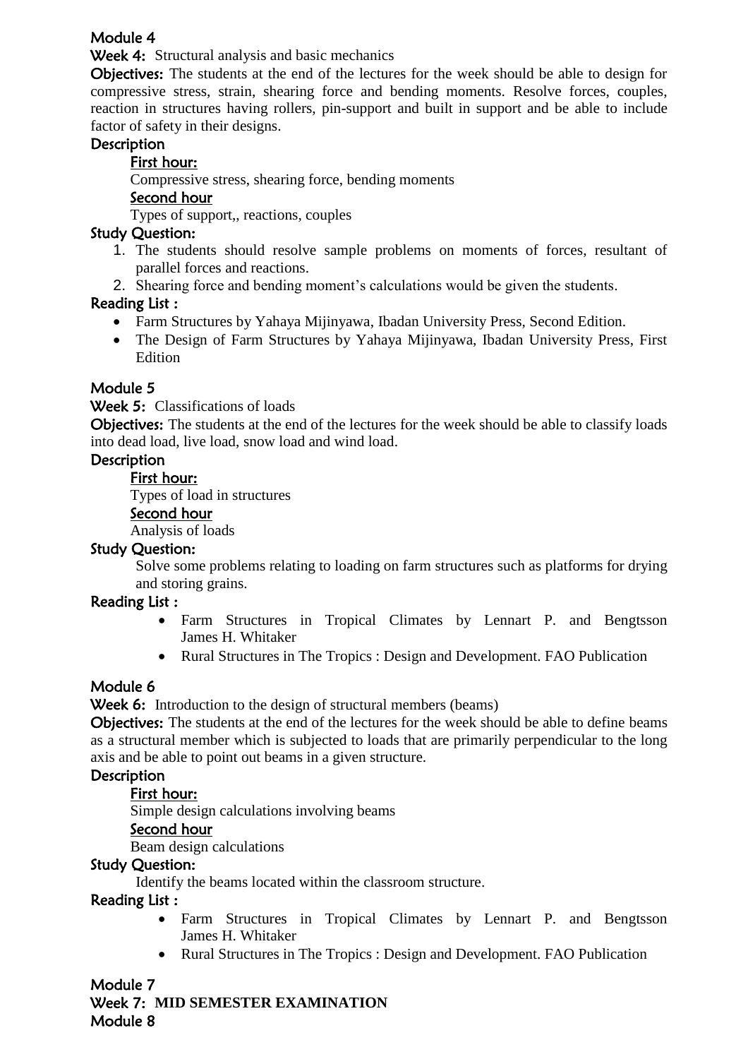## Module 4

**Week 4:** Structural analysis and basic mechanics

**Objectives:** The students at the end of the lectures for the week should be able to design for compressive stress, strain, shearing force and bending moments. Resolve forces, couples, reaction in structures having rollers, pin-support and built in support and be able to include factor of safety in their designs.

**Description**

<u>First hour:</u>

Compressive stress, shearing force, bending moments

<u>Second hour</u>

Types of support,, reactions, couples

**Study Question:**

1. The students should resolve sample problems on moments of forces, resultant of parallel forces and reactions.
2. Shearing force and bending moment's calculations would be given the students.

**Reading List :**

- Farm Structures by Yahaya Mijinyawa, Ibadan University Press, Second Edition.
- The Design of Farm Structures by Yahaya Mijinyawa, Ibadan University Press, First Edition

## Module 5

**Week 5:** Classifications of loads

**Objectives:** The students at the end of the lectures for the week should be able to classify loads into dead load, live load, snow load and wind load.

**Description**

<u>First hour:</u>

Types of load in structures

<u>Second hour</u>

Analysis of loads

**Study Question:**

Solve some problems relating to loading on farm structures such as platforms for drying and storing grains.

**Reading List :**

- Farm Structures in Tropical Climates by Lennart P. and Bengtsson James H. Whitaker
- Rural Structures in The Tropics : Design and Development. FAO Publication

## Module 6

**Week 6:** Introduction to the design of structural members (beams)

**Objectives:** The students at the end of the lectures for the week should be able to define beams as a structural member which is subjected to loads that are primarily perpendicular to the long axis and be able to point out beams in a given structure.

**Description**

<u>First hour:</u>

Simple design calculations involving beams

<u>Second hour</u>

Beam design calculations

**Study Question:**

Identify the beams located within the classroom structure.

**Reading List :**

- Farm Structures in Tropical Climates by Lennart P. and Bengtsson James H. Whitaker
- Rural Structures in The Tropics : Design and Development. FAO Publication

## Module 7

**Week 7: MID SEMESTER EXAMINATION**

## Module 8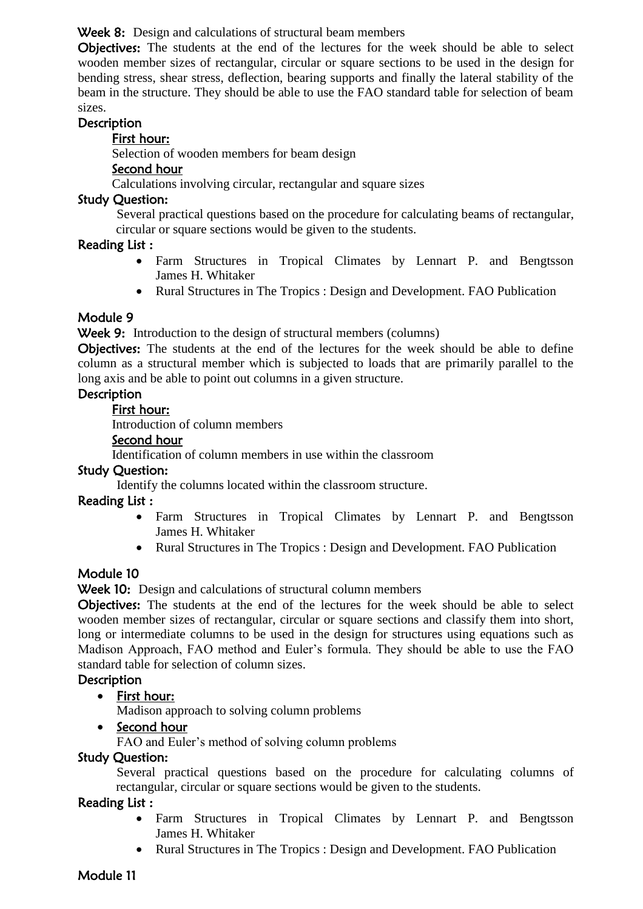**Week 8:** Design and calculations of structural beam members

**Objectives:** The students at the end of the lectures for the week should be able to select wooden member sizes of rectangular, circular or square sections to be used in the design for bending stress, shear stress, deflection, bearing supports and finally the lateral stability of the beam in the structure. They should be able to use the FAO standard table for selection of beam sizes.

**Description**

<u>First hour:</u>

Selection of wooden members for beam design

<u>Second hour</u>

Calculations involving circular, rectangular and square sizes

**Study Question:**

Several practical questions based on the procedure for calculating beams of rectangular, circular or square sections would be given to the students.

**Reading List :**

- Farm Structures in Tropical Climates by Lennart P. and Bengtsson James H. Whitaker
- Rural Structures in The Tropics : Design and Development. FAO Publication

## Module 9

**Week 9:** Introduction to the design of structural members (columns)

**Objectives:** The students at the end of the lectures for the week should be able to define column as a structural member which is subjected to loads that are primarily parallel to the long axis and be able to point out columns in a given structure.

**Description**

<u>First hour:</u>

Introduction of column members

<u>Second hour</u>

Identification of column members in use within the classroom

**Study Question:**

Identify the columns located within the classroom structure.

**Reading List :**

- Farm Structures in Tropical Climates by Lennart P. and Bengtsson James H. Whitaker
- Rural Structures in The Tropics : Design and Development. FAO Publication

## Module 10

**Week 10:** Design and calculations of structural column members

**Objectives:** The students at the end of the lectures for the week should be able to select wooden member sizes of rectangular, circular or square sections and classify them into short, long or intermediate columns to be used in the design for structures using equations such as Madison Approach, FAO method and Euler's formula. They should be able to use the FAO standard table for selection of column sizes.

**Description**

- <u>First hour:</u>

  Madison approach to solving column problems

- <u>Second hour</u>

  FAO and Euler's method of solving column problems

**Study Question:**

Several practical questions based on the procedure for calculating columns of rectangular, circular or square sections would be given to the students.

**Reading List :**

- Farm Structures in Tropical Climates by Lennart P. and Bengtsson James H. Whitaker
- Rural Structures in The Tropics : Design and Development. FAO Publication

## Module 11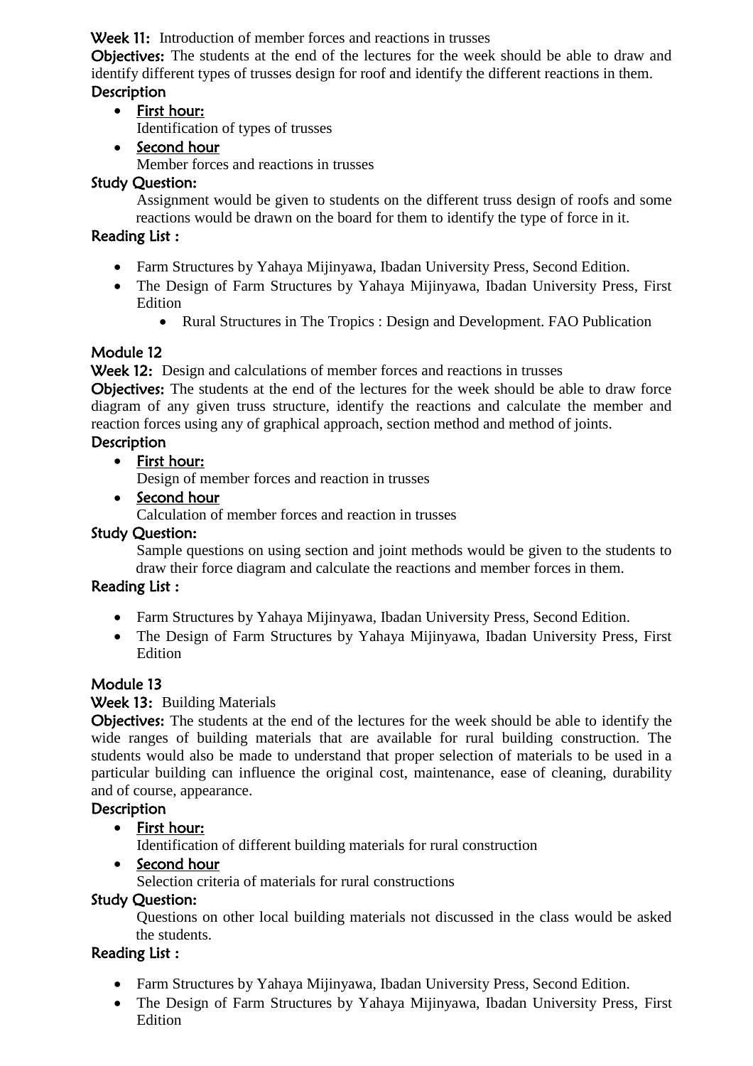**Week 11:** Introduction of member forces and reactions in trusses

**Objectives:** The students at the end of the lectures for the week should be able to draw and identify different types of trusses design for roof and identify the different reactions in them.

**Description**

- First hour:
  Identification of types of trusses
- Second hour
  Member forces and reactions in trusses

**Study Question:**

Assignment would be given to students on the different truss design of roofs and some reactions would be drawn on the board for them to identify the type of force in it.

**Reading List :**

- Farm Structures by Yahaya Mijinyawa, Ibadan University Press, Second Edition.
- The Design of Farm Structures by Yahaya Mijinyawa, Ibadan University Press, First Edition
  - Rural Structures in The Tropics : Design and Development. FAO Publication

## Module 12

**Week 12:** Design and calculations of member forces and reactions in trusses

**Objectives:** The students at the end of the lectures for the week should be able to draw force diagram of any given truss structure, identify the reactions and calculate the member and reaction forces using any of graphical approach, section method and method of joints.

**Description**

- First hour:
  Design of member forces and reaction in trusses
- Second hour
  Calculation of member forces and reaction in trusses

**Study Question:**

Sample questions on using section and joint methods would be given to the students to draw their force diagram and calculate the reactions and member forces in them.

**Reading List :**

- Farm Structures by Yahaya Mijinyawa, Ibadan University Press, Second Edition.
- The Design of Farm Structures by Yahaya Mijinyawa, Ibadan University Press, First Edition

## Module 13

**Week 13:** Building Materials

**Objectives:** The students at the end of the lectures for the week should be able to identify the wide ranges of building materials that are available for rural building construction. The students would also be made to understand that proper selection of materials to be used in a particular building can influence the original cost, maintenance, ease of cleaning, durability and of course, appearance.

**Description**

- First hour:
  Identification of different building materials for rural construction
- Second hour
  Selection criteria of materials for rural constructions

**Study Question:**

Questions on other local building materials not discussed in the class would be asked the students.

**Reading List :**

- Farm Structures by Yahaya Mijinyawa, Ibadan University Press, Second Edition.
- The Design of Farm Structures by Yahaya Mijinyawa, Ibadan University Press, First Edition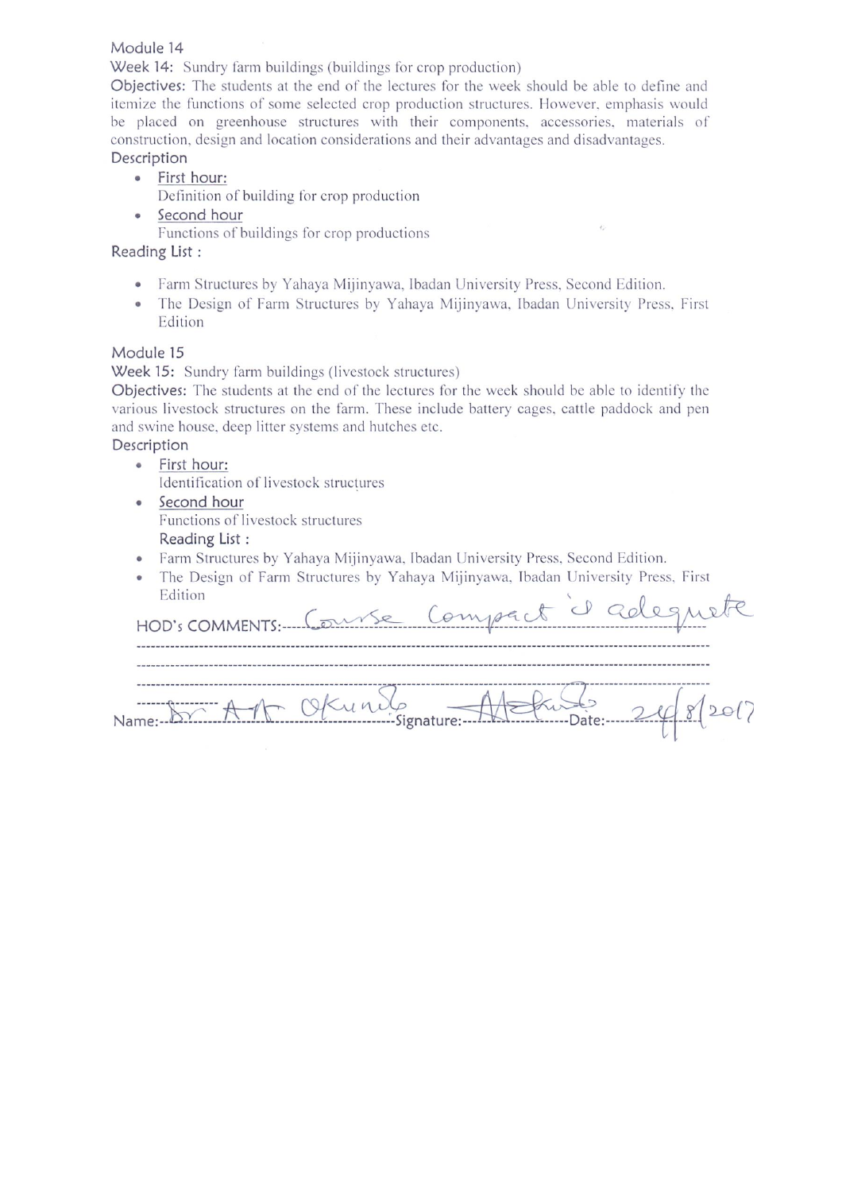Module 14

Week 14: Sundry farm buildings (buildings for crop production)

Objectives: The students at the end of the lectures for the week should be able to define and itemize the functions of some selected crop production structures. However, emphasis would be placed on greenhouse structures with their components, accessories, materials of construction, design and location considerations and their advantages and disadvantages.

Description

- First hour:
  Definition of building for crop production
- Second hour
  Functions of buildings for crop productions

Reading List :

- Farm Structures by Yahaya Mijinyawa, Ibadan University Press, Second Edition.
- The Design of Farm Structures by Yahaya Mijinyawa, Ibadan University Press, First Edition

Module 15

Week 15: Sundry farm buildings (livestock structures)

Objectives: The students at the end of the lectures for the week should be able to identify the various livestock structures on the farm. These include battery cages, cattle paddock and pen and swine house, deep litter systems and hutches etc.

Description

- First hour:
  Identification of livestock structures
- Second hour
  Functions of livestock structures

  Reading List :
- Farm Structures by Yahaya Mijinyawa, Ibadan University Press, Second Edition.
- The Design of Farm Structures by Yahaya Mijinyawa, Ibadan University Press, First Edition

HOD's COMMENTS: Course Compact is adequate

Name: Dr A A Okunade Signature: Date: 24/8/2017